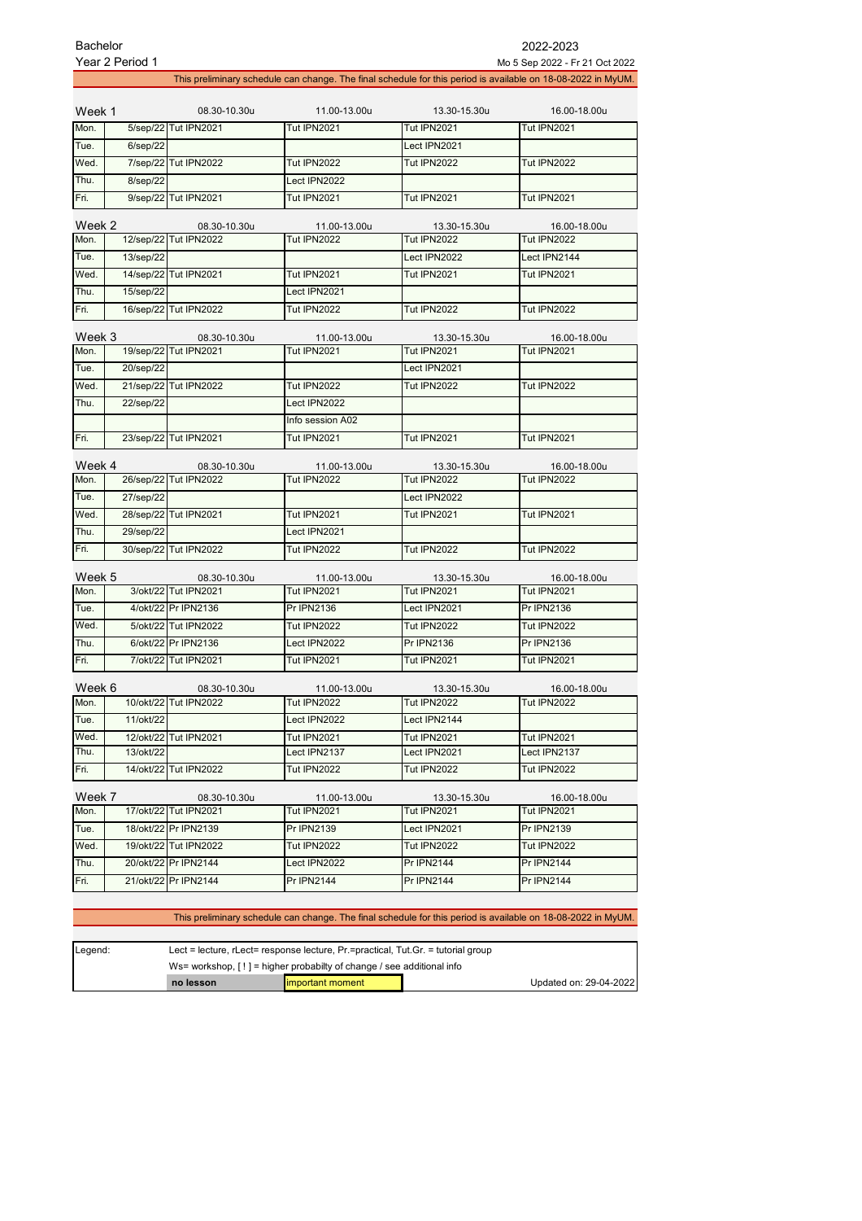Bachelor

Year 2 Period 1

2022-2023

Mo 5 Sep 2022 - Fr 21 Oct 2022

This preliminary schedule can change. The final schedule for this period is available on 18-08-2022 in MyUM.

| Week 1 | | 08.30-10.30u | 11.00-13.00u | 13.30-15.30u | 16.00-18.00u |
|---|---|---|---|---|---|
| Mon. | 5/sep/22 | Tut IPN2021 | Tut IPN2021 | Tut IPN2021 | Tut IPN2021 |
| Tue. | 6/sep/22 | | | Lect IPN2021 | |
| Wed. | 7/sep/22 | Tut IPN2022 | Tut IPN2022 | Tut IPN2022 | Tut IPN2022 |
| Thu. | 8/sep/22 | | Lect IPN2022 | | |
| Fri. | 9/sep/22 | Tut IPN2021 | Tut IPN2021 | Tut IPN2021 | Tut IPN2021 |

| Week 2 | | 08.30-10.30u | 11.00-13.00u | 13.30-15.30u | 16.00-18.00u |
|---|---|---|---|---|---|
| Mon. | 12/sep/22 | Tut IPN2022 | Tut IPN2022 | Tut IPN2022 | Tut IPN2022 |
| Tue. | 13/sep/22 | | | Lect IPN2022 | Lect IPN2144 |
| Wed. | 14/sep/22 | Tut IPN2021 | Tut IPN2021 | Tut IPN2021 | Tut IPN2021 |
| Thu. | 15/sep/22 | | Lect IPN2021 | | |
| Fri. | 16/sep/22 | Tut IPN2022 | Tut IPN2022 | Tut IPN2022 | Tut IPN2022 |

| Week 3 | | 08.30-10.30u | 11.00-13.00u | 13.30-15.30u | 16.00-18.00u |
|---|---|---|---|---|---|
| Mon. | 19/sep/22 | Tut IPN2021 | Tut IPN2021 | Tut IPN2021 | Tut IPN2021 |
| Tue. | 20/sep/22 | | | Lect IPN2021 | |
| Wed. | 21/sep/22 | Tut IPN2022 | Tut IPN2022 | Tut IPN2022 | Tut IPN2022 |
| Thu. | 22/sep/22 | | Lect IPN2022 | | |
| | | | Info session A02 | | |
| Fri. | 23/sep/22 | Tut IPN2021 | Tut IPN2021 | Tut IPN2021 | Tut IPN2021 |

| Week 4 | | 08.30-10.30u | 11.00-13.00u | 13.30-15.30u | 16.00-18.00u |
|---|---|---|---|---|---|
| Mon. | 26/sep/22 | Tut IPN2022 | Tut IPN2022 | Tut IPN2022 | Tut IPN2022 |
| Tue. | 27/sep/22 | | | Lect IPN2022 | |
| Wed. | 28/sep/22 | Tut IPN2021 | Tut IPN2021 | Tut IPN2021 | Tut IPN2021 |
| Thu. | 29/sep/22 | | Lect IPN2021 | | |
| Fri. | 30/sep/22 | Tut IPN2022 | Tut IPN2022 | Tut IPN2022 | Tut IPN2022 |

| Week 5 | | 08.30-10.30u | 11.00-13.00u | 13.30-15.30u | 16.00-18.00u |
|---|---|---|---|---|---|
| Mon. | 3/okt/22 | Tut IPN2021 | Tut IPN2021 | Tut IPN2021 | Tut IPN2021 |
| Tue. | 4/okt/22 | Pr IPN2136 | Pr IPN2136 | Lect IPN2021 | Pr IPN2136 |
| Wed. | 5/okt/22 | Tut IPN2022 | Tut IPN2022 | Tut IPN2022 | Tut IPN2022 |
| Thu. | 6/okt/22 | Pr IPN2136 | Lect IPN2022 | Pr IPN2136 | Pr IPN2136 |
| Fri. | 7/okt/22 | Tut IPN2021 | Tut IPN2021 | Tut IPN2021 | Tut IPN2021 |

| Week 6 | | 08.30-10.30u | 11.00-13.00u | 13.30-15.30u | 16.00-18.00u |
|---|---|---|---|---|---|
| Mon. | 10/okt/22 | Tut IPN2022 | Tut IPN2022 | Tut IPN2022 | Tut IPN2022 |
| Tue. | 11/okt/22 | | Lect IPN2022 | Lect IPN2144 | |
| Wed. | 12/okt/22 | Tut IPN2021 | Tut IPN2021 | Tut IPN2021 | Tut IPN2021 |
| Thu. | 13/okt/22 | | Lect IPN2137 | Lect IPN2021 | Lect IPN2137 |
| Fri. | 14/okt/22 | Tut IPN2022 | Tut IPN2022 | Tut IPN2022 | Tut IPN2022 |

| Week 7 | | 08.30-10.30u | 11.00-13.00u | 13.30-15.30u | 16.00-18.00u |
|---|---|---|---|---|---|
| Mon. | 17/okt/22 | Tut IPN2021 | Tut IPN2021 | Tut IPN2021 | Tut IPN2021 |
| Tue. | 18/okt/22 | Pr IPN2139 | Pr IPN2139 | Lect IPN2021 | Pr IPN2139 |
| Wed. | 19/okt/22 | Tut IPN2022 | Tut IPN2022 | Tut IPN2022 | Tut IPN2022 |
| Thu. | 20/okt/22 | Pr IPN2144 | Lect IPN2022 | Pr IPN2144 | Pr IPN2144 |
| Fri. | 21/okt/22 | Pr IPN2144 | Pr IPN2144 | Pr IPN2144 | Pr IPN2144 |

This preliminary schedule can change. The final schedule for this period is available on 18-08-2022 in MyUM.

| Legend: | Lect = lecture, rLect= response lecture, Pr.=practical, Tut.Gr. = tutorial group | | |
|---|---|---|---|
| | Ws= workshop, [ ! ] = higher probabilty of change / see additional info | | |
| | **no lesson** | important moment | Updated on: 29-04-2022 |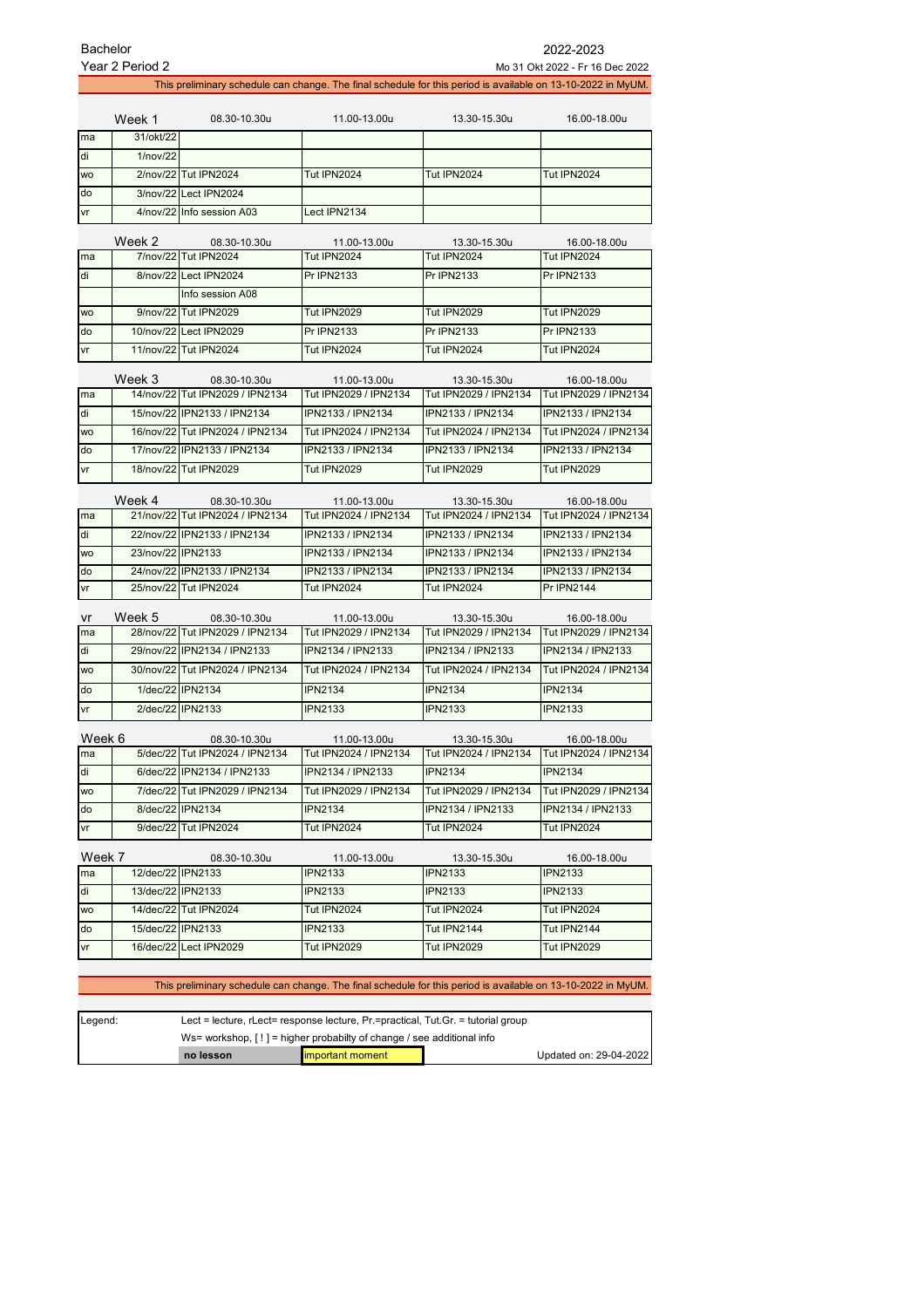Bachelor

Year 2 Period 2

2022-2023

Mo 31 Okt 2022 - Fr 16 Dec 2022

This preliminary schedule can change. The final schedule for this period is available on 13-10-2022 in MyUM.

| | Week 1 | 08.30-10.30u | 11.00-13.00u | 13.30-15.30u | 16.00-18.00u |
|---|---|---|---|---|---|
| ma | 31/okt/22 | | | | |
| di | 1/nov/22 | | | | |
| wo | 2/nov/22 | Tut IPN2024 | Tut IPN2024 | Tut IPN2024 | Tut IPN2024 |
| do | 3/nov/22 | Lect IPN2024 | | | |
| vr | 4/nov/22 | Info session A03 | Lect IPN2134 | | |

| | Week 2 | 08.30-10.30u | 11.00-13.00u | 13.30-15.30u | 16.00-18.00u |
|---|---|---|---|---|---|
| ma | 7/nov/22 | Tut IPN2024 | Tut IPN2024 | Tut IPN2024 | Tut IPN2024 |
| di | 8/nov/22 | Lect IPN2024 | Pr IPN2133 | Pr IPN2133 | Pr IPN2133 |
| | | Info session A08 | | | |
| wo | 9/nov/22 | Tut IPN2029 | Tut IPN2029 | Tut IPN2029 | Tut IPN2029 |
| do | 10/nov/22 | Lect IPN2029 | Pr IPN2133 | Pr IPN2133 | Pr IPN2133 |
| vr | 11/nov/22 | Tut IPN2024 | Tut IPN2024 | Tut IPN2024 | Tut IPN2024 |

| | Week 3 | 08.30-10.30u | 11.00-13.00u | 13.30-15.30u | 16.00-18.00u |
|---|---|---|---|---|---|
| ma | 14/nov/22 | Tut IPN2029 / IPN2134 | Tut IPN2029 / IPN2134 | Tut IPN2029 / IPN2134 | Tut IPN2029 / IPN2134 |
| di | 15/nov/22 | IPN2133 / IPN2134 | IPN2133 / IPN2134 | IPN2133 / IPN2134 | IPN2133 / IPN2134 |
| wo | 16/nov/22 | Tut IPN2024 / IPN2134 | Tut IPN2024 / IPN2134 | Tut IPN2024 / IPN2134 | Tut IPN2024 / IPN2134 |
| do | 17/nov/22 | IPN2133 / IPN2134 | IPN2133 / IPN2134 | IPN2133 / IPN2134 | IPN2133 / IPN2134 |
| vr | 18/nov/22 | Tut IPN2029 | Tut IPN2029 | Tut IPN2029 | Tut IPN2029 |

| | Week 4 | 08.30-10.30u | 11.00-13.00u | 13.30-15.30u | 16.00-18.00u |
|---|---|---|---|---|---|
| ma | 21/nov/22 | Tut IPN2024 / IPN2134 | Tut IPN2024 / IPN2134 | Tut IPN2024 / IPN2134 | Tut IPN2024 / IPN2134 |
| di | 22/nov/22 | IPN2133 / IPN2134 | IPN2133 / IPN2134 | IPN2133 / IPN2134 | IPN2133 / IPN2134 |
| wo | 23/nov/22 | IPN2133 | IPN2133 / IPN2134 | IPN2133 / IPN2134 | IPN2133 / IPN2134 |
| do | 24/nov/22 | IPN2133 / IPN2134 | IPN2133 / IPN2134 | IPN2133 / IPN2134 | IPN2133 / IPN2134 |
| vr | 25/nov/22 | Tut IPN2024 | Tut IPN2024 | Tut IPN2024 | Pr IPN2144 |

| vr | Week 5 | 08.30-10.30u | 11.00-13.00u | 13.30-15.30u | 16.00-18.00u |
|---|---|---|---|---|---|
| ma | 28/nov/22 | Tut IPN2029 / IPN2134 | Tut IPN2029 / IPN2134 | Tut IPN2029 / IPN2134 | Tut IPN2029 / IPN2134 |
| di | 29/nov/22 | IPN2134 / IPN2133 | IPN2134 / IPN2133 | IPN2134 / IPN2133 | IPN2134 / IPN2133 |
| wo | 30/nov/22 | Tut IPN2024 / IPN2134 | Tut IPN2024 / IPN2134 | Tut IPN2024 / IPN2134 | Tut IPN2024 / IPN2134 |
| do | 1/dec/22 | IPN2134 | IPN2134 | IPN2134 | IPN2134 |
| vr | 2/dec/22 | IPN2133 | IPN2133 | IPN2133 | IPN2133 |

| | Week 6 | 08.30-10.30u | 11.00-13.00u | 13.30-15.30u | 16.00-18.00u |
|---|---|---|---|---|---|
| ma | 5/dec/22 | Tut IPN2024 / IPN2134 | Tut IPN2024 / IPN2134 | Tut IPN2024 / IPN2134 | Tut IPN2024 / IPN2134 |
| di | 6/dec/22 | IPN2134 / IPN2133 | IPN2134 / IPN2133 | IPN2134 | IPN2134 |
| wo | 7/dec/22 | Tut IPN2029 / IPN2134 | Tut IPN2029 / IPN2134 | Tut IPN2029 / IPN2134 | Tut IPN2029 / IPN2134 |
| do | 8/dec/22 | IPN2134 | IPN2134 | IPN2134 / IPN2133 | IPN2134 / IPN2133 |
| vr | 9/dec/22 | Tut IPN2024 | Tut IPN2024 | Tut IPN2024 | Tut IPN2024 |

| | Week 7 | 08.30-10.30u | 11.00-13.00u | 13.30-15.30u | 16.00-18.00u |
|---|---|---|---|---|---|
| ma | 12/dec/22 | IPN2133 | IPN2133 | IPN2133 | IPN2133 |
| di | 13/dec/22 | IPN2133 | IPN2133 | IPN2133 | IPN2133 |
| wo | 14/dec/22 | Tut IPN2024 | Tut IPN2024 | Tut IPN2024 | Tut IPN2024 |
| do | 15/dec/22 | IPN2133 | IPN2133 | Tut IPN2144 | Tut IPN2144 |
| vr | 16/dec/22 | Lect IPN2029 | Tut IPN2029 | Tut IPN2029 | Tut IPN2029 |

This preliminary schedule can change. The final schedule for this period is available on 13-10-2022 in MyUM.

| Legend: | Lect = lecture, rLect= response lecture, Pr.=practical, Tut.Gr. = tutorial group | | |
|---|---|---|---|
| | Ws= workshop, [ ! ] = higher probabilty of change / see additional info | | |
| | **no lesson** | important moment | Updated on: 29-04-2022 |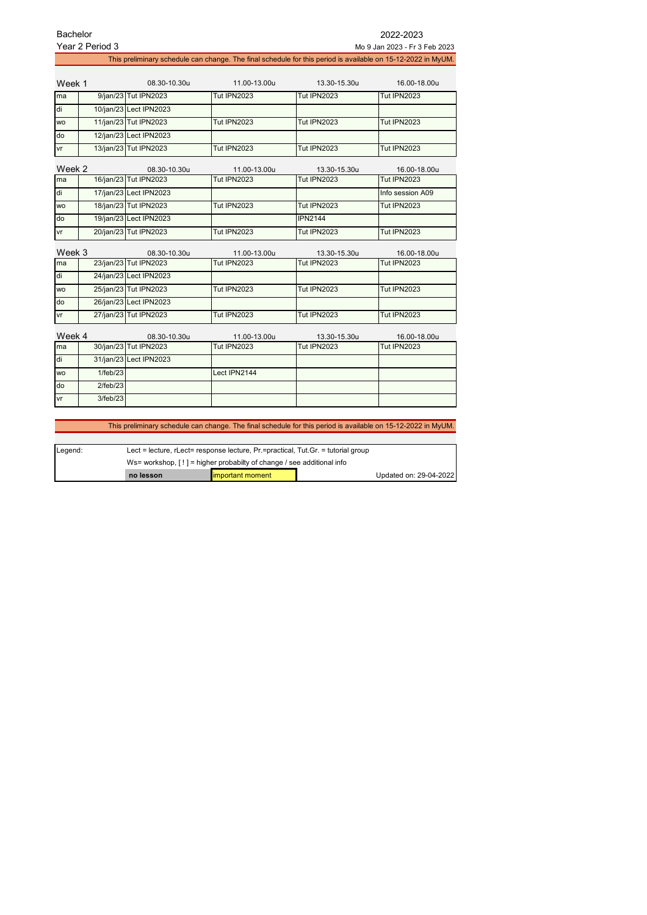Bachelor

Year 2 Period 3

2022-2023

Mo 9 Jan 2023 - Fr 3 Feb 2023

This preliminary schedule can change. The final schedule for this period is available on 15-12-2022 in MyUM.

| Week 1 | | 08.30-10.30u | 11.00-13.00u | 13.30-15.30u | 16.00-18.00u |
|---|---|---|---|---|---|
| ma | 9/jan/23 | Tut IPN2023 | Tut IPN2023 | Tut IPN2023 | Tut IPN2023 |
| di | 10/jan/23 | Lect IPN2023 | | | |
| wo | 11/jan/23 | Tut IPN2023 | Tut IPN2023 | Tut IPN2023 | Tut IPN2023 |
| do | 12/jan/23 | Lect IPN2023 | | | |
| vr | 13/jan/23 | Tut IPN2023 | Tut IPN2023 | Tut IPN2023 | Tut IPN2023 |

| Week 2 | | 08.30-10.30u | 11.00-13.00u | 13.30-15.30u | 16.00-18.00u |
|---|---|---|---|---|---|
| ma | 16/jan/23 | Tut IPN2023 | Tut IPN2023 | Tut IPN2023 | Tut IPN2023 |
| di | 17/jan/23 | Lect IPN2023 | | | Info session A09 |
| wo | 18/jan/23 | Tut IPN2023 | Tut IPN2023 | Tut IPN2023 | Tut IPN2023 |
| do | 19/jan/23 | Lect IPN2023 | | IPN2144 | |
| vr | 20/jan/23 | Tut IPN2023 | Tut IPN2023 | Tut IPN2023 | Tut IPN2023 |

| Week 3 | | 08.30-10.30u | 11.00-13.00u | 13.30-15.30u | 16.00-18.00u |
|---|---|---|---|---|---|
| ma | 23/jan/23 | Tut IPN2023 | Tut IPN2023 | Tut IPN2023 | Tut IPN2023 |
| di | 24/jan/23 | Lect IPN2023 | | | |
| wo | 25/jan/23 | Tut IPN2023 | Tut IPN2023 | Tut IPN2023 | Tut IPN2023 |
| do | 26/jan/23 | Lect IPN2023 | | | |
| vr | 27/jan/23 | Tut IPN2023 | Tut IPN2023 | Tut IPN2023 | Tut IPN2023 |

| Week 4 | | 08.30-10.30u | 11.00-13.00u | 13.30-15.30u | 16.00-18.00u |
|---|---|---|---|---|---|
| ma | 30/jan/23 | Tut IPN2023 | Tut IPN2023 | Tut IPN2023 | Tut IPN2023 |
| di | 31/jan/23 | Lect IPN2023 | | | |
| wo | 1/feb/23 | | Lect IPN2144 | | |
| do | 2/feb/23 | | | | |
| vr | 3/feb/23 | | | | |

This preliminary schedule can change. The final schedule for this period is available on 15-12-2022 in MyUM.

| Legend: | Lect = lecture, rLect= response lecture, Pr.=practical, Tut.Gr. = tutorial group | | |
|---|---|---|---|
| | Ws= workshop, [ ! ] = higher probabilty of change / see additional info | | |
| | **no lesson** | important moment | Updated on: 29-04-2022 |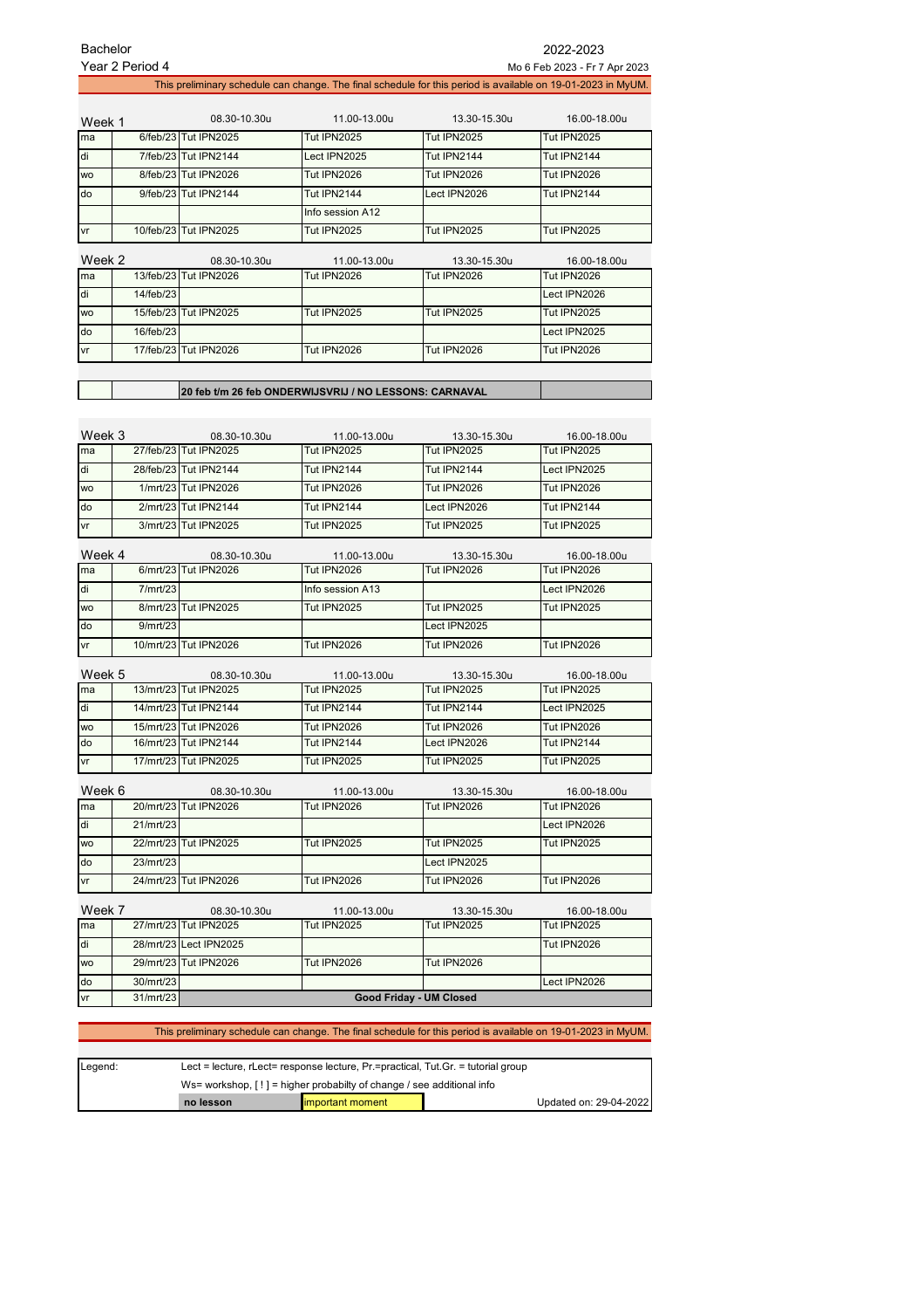Bachelor
Year 2 Period 4

2022-2023
Mo 6 Feb 2023 - Fr 7 Apr 2023

This preliminary schedule can change. The final schedule for this period is available on 19-01-2023 in MyUM.

| Week 1 | | 08.30-10.30u | 11.00-13.00u | 13.30-15.30u | 16.00-18.00u |
|---|---|---|---|---|---|
| ma | 6/feb/23 | Tut IPN2025 | Tut IPN2025 | Tut IPN2025 | Tut IPN2025 |
| di | 7/feb/23 | Tut IPN2144 | Lect IPN2025 | Tut IPN2144 | Tut IPN2144 |
| wo | 8/feb/23 | Tut IPN2026 | Tut IPN2026 | Tut IPN2026 | Tut IPN2026 |
| do | 9/feb/23 | Tut IPN2144 | Tut IPN2144 | Lect IPN2026 | Tut IPN2144 |
| | | | Info session A12 | | |
| vr | 10/feb/23 | Tut IPN2025 | Tut IPN2025 | Tut IPN2025 | Tut IPN2025 |

| Week 2 | | 08.30-10.30u | 11.00-13.00u | 13.30-15.30u | 16.00-18.00u |
|---|---|---|---|---|---|
| ma | 13/feb/23 | Tut IPN2026 | Tut IPN2026 | Tut IPN2026 | Tut IPN2026 |
| di | 14/feb/23 | | | | Lect IPN2026 |
| wo | 15/feb/23 | Tut IPN2025 | Tut IPN2025 | Tut IPN2025 | Tut IPN2025 |
| do | 16/feb/23 | | | | Lect IPN2025 |
| vr | 17/feb/23 | Tut IPN2026 | Tut IPN2026 | Tut IPN2026 | Tut IPN2026 |

**20 feb t/m 26 feb ONDERWIJSVRIJ / NO LESSONS: CARNAVAL**

| Week 3 | | 08.30-10.30u | 11.00-13.00u | 13.30-15.30u | 16.00-18.00u |
|---|---|---|---|---|---|
| ma | 27/feb/23 | Tut IPN2025 | Tut IPN2025 | Tut IPN2025 | Tut IPN2025 |
| di | 28/feb/23 | Tut IPN2144 | Tut IPN2144 | Tut IPN2144 | Lect IPN2025 |
| wo | 1/mrt/23 | Tut IPN2026 | Tut IPN2026 | Tut IPN2026 | Tut IPN2026 |
| do | 2/mrt/23 | Tut IPN2144 | Tut IPN2144 | Lect IPN2026 | Tut IPN2144 |
| vr | 3/mrt/23 | Tut IPN2025 | Tut IPN2025 | Tut IPN2025 | Tut IPN2025 |

| Week 4 | | 08.30-10.30u | 11.00-13.00u | 13.30-15.30u | 16.00-18.00u |
|---|---|---|---|---|---|
| ma | 6/mrt/23 | Tut IPN2026 | Tut IPN2026 | Tut IPN2026 | Tut IPN2026 |
| di | 7/mrt/23 | | Info session A13 | | Lect IPN2026 |
| wo | 8/mrt/23 | Tut IPN2025 | Tut IPN2025 | Tut IPN2025 | Tut IPN2025 |
| do | 9/mrt/23 | | | Lect IPN2025 | |
| vr | 10/mrt/23 | Tut IPN2026 | Tut IPN2026 | Tut IPN2026 | Tut IPN2026 |

| Week 5 | | 08.30-10.30u | 11.00-13.00u | 13.30-15.30u | 16.00-18.00u |
|---|---|---|---|---|---|
| ma | 13/mrt/23 | Tut IPN2025 | Tut IPN2025 | Tut IPN2025 | Tut IPN2025 |
| di | 14/mrt/23 | Tut IPN2144 | Tut IPN2144 | Tut IPN2144 | Lect IPN2025 |
| wo | 15/mrt/23 | Tut IPN2026 | Tut IPN2026 | Tut IPN2026 | Tut IPN2026 |
| do | 16/mrt/23 | Tut IPN2144 | Tut IPN2144 | Lect IPN2026 | Tut IPN2144 |
| vr | 17/mrt/23 | Tut IPN2025 | Tut IPN2025 | Tut IPN2025 | Tut IPN2025 |

| Week 6 | | 08.30-10.30u | 11.00-13.00u | 13.30-15.30u | 16.00-18.00u |
|---|---|---|---|---|---|
| ma | 20/mrt/23 | Tut IPN2026 | Tut IPN2026 | Tut IPN2026 | Tut IPN2026 |
| di | 21/mrt/23 | | | | Lect IPN2026 |
| wo | 22/mrt/23 | Tut IPN2025 | Tut IPN2025 | Tut IPN2025 | Tut IPN2025 |
| do | 23/mrt/23 | | | Lect IPN2025 | |
| vr | 24/mrt/23 | Tut IPN2026 | Tut IPN2026 | Tut IPN2026 | Tut IPN2026 |

| Week 7 | | 08.30-10.30u | 11.00-13.00u | 13.30-15.30u | 16.00-18.00u |
|---|---|---|---|---|---|
| ma | 27/mrt/23 | Tut IPN2025 | Tut IPN2025 | Tut IPN2025 | Tut IPN2025 |
| di | 28/mrt/23 | Lect IPN2025 | | | Tut IPN2026 |
| wo | 29/mrt/23 | Tut IPN2026 | Tut IPN2026 | Tut IPN2026 | |
| do | 30/mrt/23 | | | | Lect IPN2026 |
| vr | 31/mrt/23 | Good Friday - UM Closed | | | |

This preliminary schedule can change. The final schedule for this period is available on 19-01-2023 in MyUM.

| Legend: | Lect = lecture, rLect= response lecture, Pr.=practical, Tut.Gr. = tutorial group | | |
|---|---|---|---|
| | Ws= workshop, [ ! ] = higher probabilty of change / see additional info | | |
| | **no lesson** | important moment | Updated on: 29-04-2022 |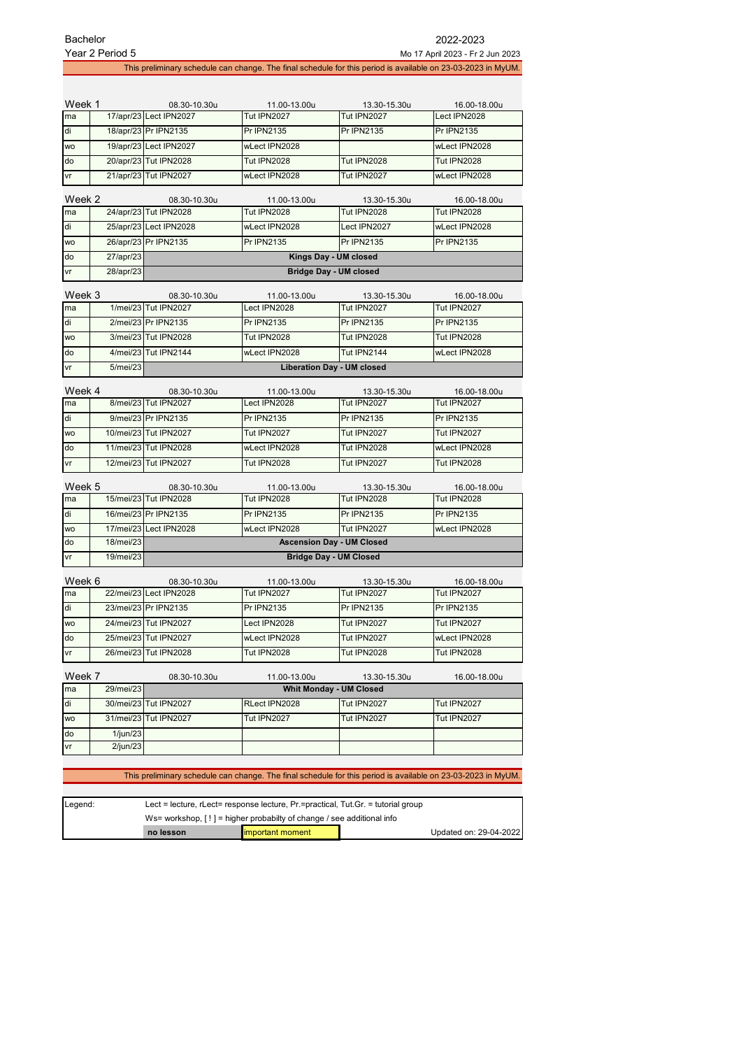Bachelor
Year 2 Period 5

2022-2023
Mo 17 April 2023 - Fr 2 Jun 2023

This preliminary schedule can change. The final schedule for this period is available on 23-03-2023 in MyUM.

| Week 1 | | 08.30-10.30u | 11.00-13.00u | 13.30-15.30u | 16.00-18.00u |
|---|---|---|---|---|---|
| ma | 17/apr/23 | Lect IPN2027 | Tut IPN2027 | Tut IPN2027 | Lect IPN2028 |
| di | 18/apr/23 | Pr IPN2135 | Pr IPN2135 | Pr IPN2135 | Pr IPN2135 |
| wo | 19/apr/23 | Lect IPN2027 | wLect IPN2028 | | wLect IPN2028 |
| do | 20/apr/23 | Tut IPN2028 | Tut IPN2028 | Tut IPN2028 | Tut IPN2028 |
| vr | 21/apr/23 | Tut IPN2027 | wLect IPN2028 | Tut IPN2027 | wLect IPN2028 |

| Week 2 | | 08.30-10.30u | 11.00-13.00u | 13.30-15.30u | 16.00-18.00u |
|---|---|---|---|---|---|
| ma | 24/apr/23 | Tut IPN2028 | Tut IPN2028 | Tut IPN2028 | Tut IPN2028 |
| di | 25/apr/23 | Lect IPN2028 | wLect IPN2028 | Lect IPN2027 | wLect IPN2028 |
| wo | 26/apr/23 | Pr IPN2135 | Pr IPN2135 | Pr IPN2135 | Pr IPN2135 |
| do | 27/apr/23 | Kings Day - UM closed | | | |
| vr | 28/apr/23 | Bridge Day - UM closed | | | |

| Week 3 | | 08.30-10.30u | 11.00-13.00u | 13.30-15.30u | 16.00-18.00u |
|---|---|---|---|---|---|
| ma | 1/mei/23 | Tut IPN2027 | Lect IPN2028 | Tut IPN2027 | Tut IPN2027 |
| di | 2/mei/23 | Pr IPN2135 | Pr IPN2135 | Pr IPN2135 | Pr IPN2135 |
| wo | 3/mei/23 | Tut IPN2028 | Tut IPN2028 | Tut IPN2028 | Tut IPN2028 |
| do | 4/mei/23 | Tut IPN2144 | wLect IPN2028 | Tut IPN2144 | wLect IPN2028 |
| vr | 5/mei/23 | Liberation Day - UM closed | | | |

| Week 4 | | 08.30-10.30u | 11.00-13.00u | 13.30-15.30u | 16.00-18.00u |
|---|---|---|---|---|---|
| ma | 8/mei/23 | Tut IPN2027 | Lect IPN2028 | Tut IPN2027 | Tut IPN2027 |
| di | 9/mei/23 | Pr IPN2135 | Pr IPN2135 | Pr IPN2135 | Pr IPN2135 |
| wo | 10/mei/23 | Tut IPN2027 | Tut IPN2027 | Tut IPN2027 | Tut IPN2027 |
| do | 11/mei/23 | Tut IPN2028 | wLect IPN2028 | Tut IPN2028 | wLect IPN2028 |
| vr | 12/mei/23 | Tut IPN2027 | Tut IPN2028 | Tut IPN2027 | Tut IPN2028 |

| Week 5 | | 08.30-10.30u | 11.00-13.00u | 13.30-15.30u | 16.00-18.00u |
|---|---|---|---|---|---|
| ma | 15/mei/23 | Tut IPN2028 | Tut IPN2028 | Tut IPN2028 | Tut IPN2028 |
| di | 16/mei/23 | Pr IPN2135 | Pr IPN2135 | Pr IPN2135 | Pr IPN2135 |
| wo | 17/mei/23 | Lect IPN2028 | wLect IPN2028 | Tut IPN2027 | wLect IPN2028 |
| do | 18/mei/23 | Ascension Day - UM Closed | | | |
| vr | 19/mei/23 | Bridge Day - UM Closed | | | |

| Week 6 | | 08.30-10.30u | 11.00-13.00u | 13.30-15.30u | 16.00-18.00u |
|---|---|---|---|---|---|
| ma | 22/mei/23 | Lect IPN2028 | Tut IPN2027 | Tut IPN2027 | Tut IPN2027 |
| di | 23/mei/23 | Pr IPN2135 | Pr IPN2135 | Pr IPN2135 | Pr IPN2135 |
| wo | 24/mei/23 | Tut IPN2027 | Lect IPN2028 | Tut IPN2027 | Tut IPN2027 |
| do | 25/mei/23 | Tut IPN2027 | wLect IPN2028 | Tut IPN2027 | wLect IPN2028 |
| vr | 26/mei/23 | Tut IPN2028 | Tut IPN2028 | Tut IPN2028 | Tut IPN2028 |

| Week 7 | | 08.30-10.30u | 11.00-13.00u | 13.30-15.30u | 16.00-18.00u |
|---|---|---|---|---|---|
| ma | 29/mei/23 | Whit Monday - UM Closed | | | |
| di | 30/mei/23 | Tut IPN2027 | RLect IPN2028 | Tut IPN2027 | Tut IPN2027 |
| wo | 31/mei/23 | Tut IPN2027 | Tut IPN2027 | Tut IPN2027 | Tut IPN2027 |
| do | 1/jun/23 | | | | |
| vr | 2/jun/23 | | | | |

This preliminary schedule can change. The final schedule for this period is available on 23-03-2023 in MyUM.

| Legend: | Lect = lecture, rLect= response lecture, Pr.=practical, Tut.Gr. = tutorial group | | |
|---|---|---|---|
| | Ws= workshop, [ ! ] = higher probabilty of change / see additional info | | |
| | **no lesson** | important moment | Updated on: 29-04-2022 |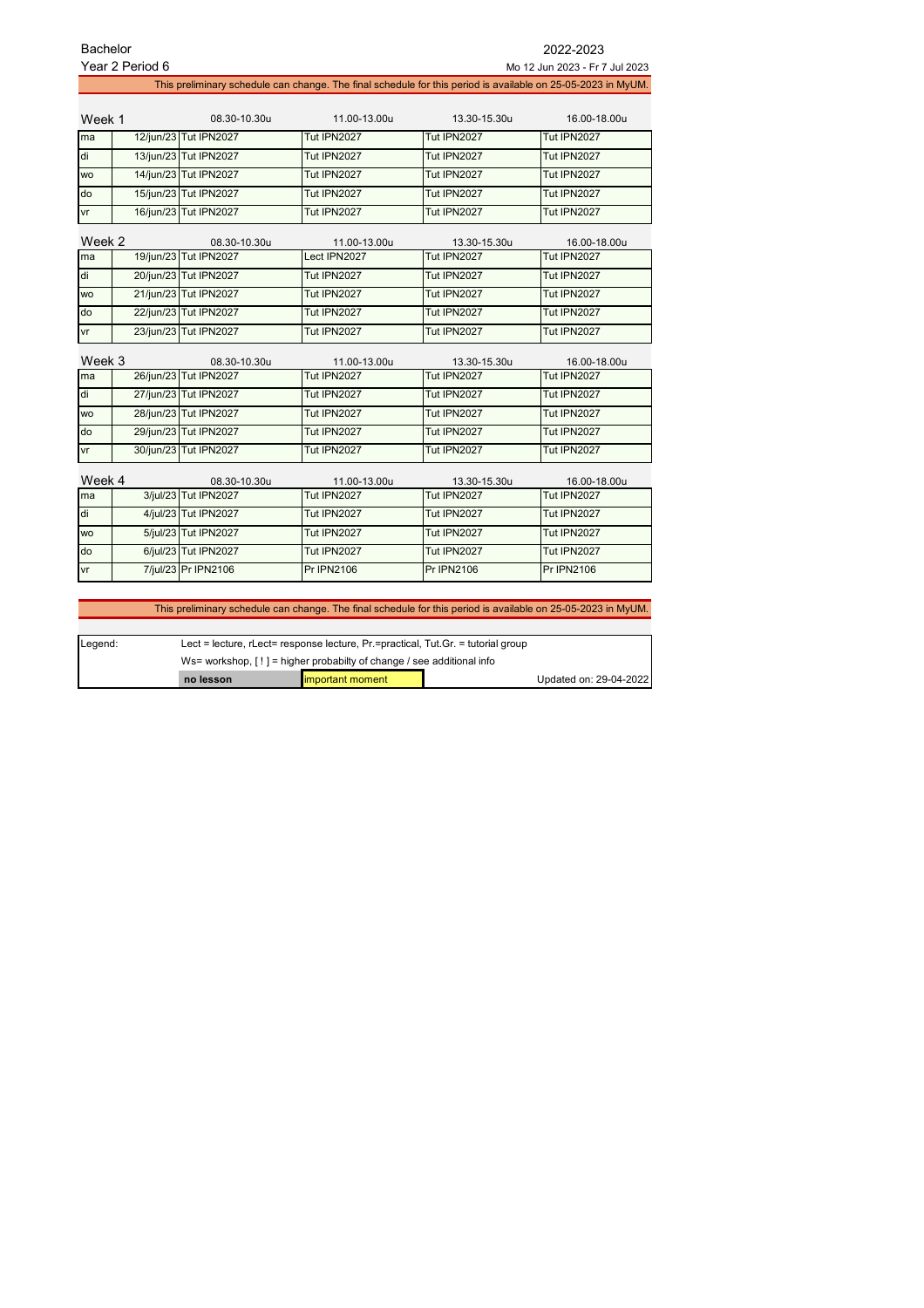Bachelor
Year 2 Period 6

2022-2023
Mo 12 Jun 2023 - Fr 7 Jul 2023

This preliminary schedule can change. The final schedule for this period is available on 25-05-2023 in MyUM.

| Week 1 | | 08.30-10.30u | 11.00-13.00u | 13.30-15.30u | 16.00-18.00u |
|---|---|---|---|---|---|
| ma | 12/jun/23 | Tut IPN2027 | Tut IPN2027 | Tut IPN2027 | Tut IPN2027 |
| di | 13/jun/23 | Tut IPN2027 | Tut IPN2027 | Tut IPN2027 | Tut IPN2027 |
| wo | 14/jun/23 | Tut IPN2027 | Tut IPN2027 | Tut IPN2027 | Tut IPN2027 |
| do | 15/jun/23 | Tut IPN2027 | Tut IPN2027 | Tut IPN2027 | Tut IPN2027 |
| vr | 16/jun/23 | Tut IPN2027 | Tut IPN2027 | Tut IPN2027 | Tut IPN2027 |

| Week 2 | | 08.30-10.30u | 11.00-13.00u | 13.30-15.30u | 16.00-18.00u |
|---|---|---|---|---|---|
| ma | 19/jun/23 | Tut IPN2027 | Lect IPN2027 | Tut IPN2027 | Tut IPN2027 |
| di | 20/jun/23 | Tut IPN2027 | Tut IPN2027 | Tut IPN2027 | Tut IPN2027 |
| wo | 21/jun/23 | Tut IPN2027 | Tut IPN2027 | Tut IPN2027 | Tut IPN2027 |
| do | 22/jun/23 | Tut IPN2027 | Tut IPN2027 | Tut IPN2027 | Tut IPN2027 |
| vr | 23/jun/23 | Tut IPN2027 | Tut IPN2027 | Tut IPN2027 | Tut IPN2027 |

| Week 3 | | 08.30-10.30u | 11.00-13.00u | 13.30-15.30u | 16.00-18.00u |
|---|---|---|---|---|---|
| ma | 26/jun/23 | Tut IPN2027 | Tut IPN2027 | Tut IPN2027 | Tut IPN2027 |
| di | 27/jun/23 | Tut IPN2027 | Tut IPN2027 | Tut IPN2027 | Tut IPN2027 |
| wo | 28/jun/23 | Tut IPN2027 | Tut IPN2027 | Tut IPN2027 | Tut IPN2027 |
| do | 29/jun/23 | Tut IPN2027 | Tut IPN2027 | Tut IPN2027 | Tut IPN2027 |
| vr | 30/jun/23 | Tut IPN2027 | Tut IPN2027 | Tut IPN2027 | Tut IPN2027 |

| Week 4 | | 08.30-10.30u | 11.00-13.00u | 13.30-15.30u | 16.00-18.00u |
|---|---|---|---|---|---|
| ma | 3/jul/23 | Tut IPN2027 | Tut IPN2027 | Tut IPN2027 | Tut IPN2027 |
| di | 4/jul/23 | Tut IPN2027 | Tut IPN2027 | Tut IPN2027 | Tut IPN2027 |
| wo | 5/jul/23 | Tut IPN2027 | Tut IPN2027 | Tut IPN2027 | Tut IPN2027 |
| do | 6/jul/23 | Tut IPN2027 | Tut IPN2027 | Tut IPN2027 | Tut IPN2027 |
| vr | 7/jul/23 | Pr IPN2106 | Pr IPN2106 | Pr IPN2106 | Pr IPN2106 |

This preliminary schedule can change. The final schedule for this period is available on 25-05-2023 in MyUM.

| | | | |
|---|---|---|---|
| Legend: | Lect = lecture, rLect= response lecture, Pr.=practical, Tut.Gr. = tutorial group | | |
| | Ws= workshop, [ ! ] = higher probabilty of change / see additional info | | |
| | **no lesson** | important moment | Updated on: 29-04-2022 |